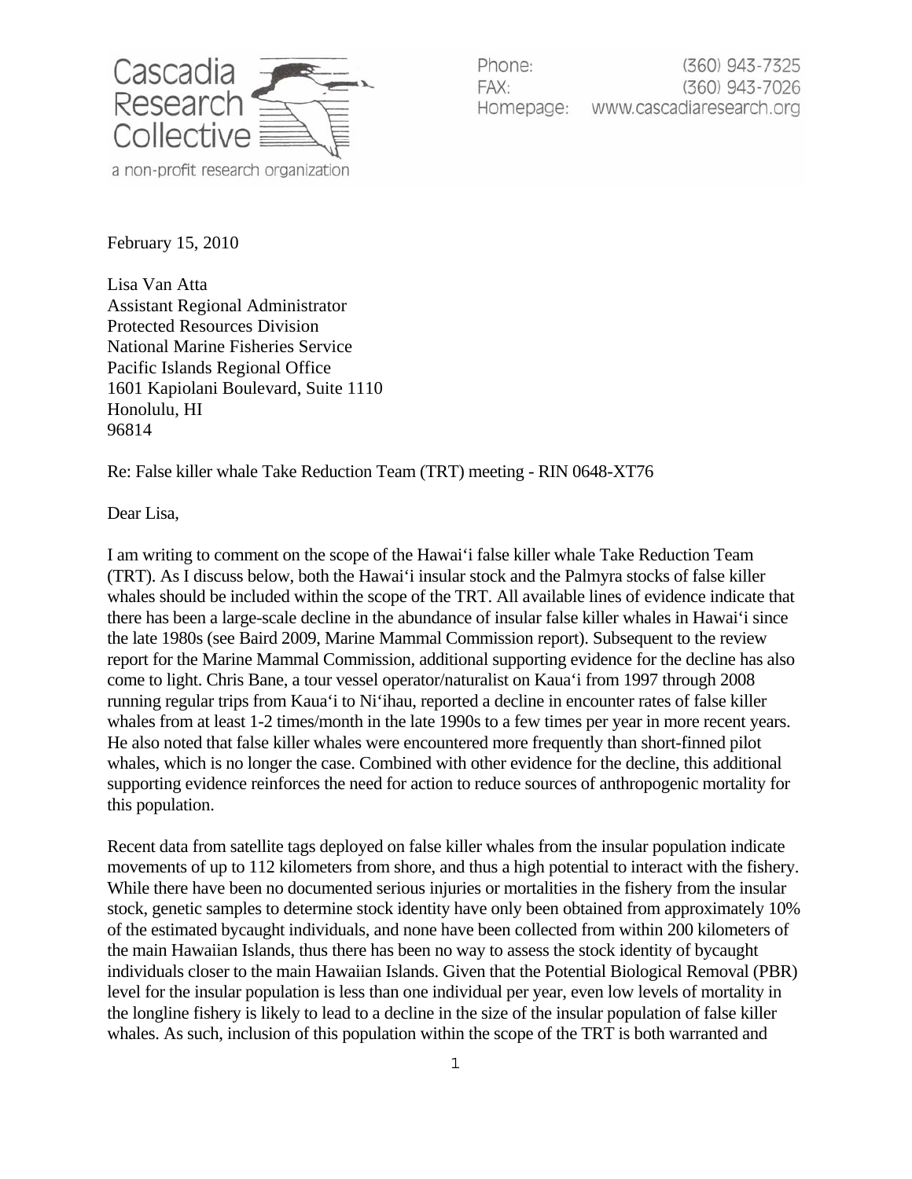Cascadia Research Collective

a non-profit research organization

Phone: (360) 943-7325
FAX: (360) 943-7026
Homepage: www.cascadiaresearch.org

February 15, 2010

Lisa Van Atta
Assistant Regional Administrator
Protected Resources Division
National Marine Fisheries Service
Pacific Islands Regional Office
1601 Kapiolani Boulevard, Suite 1110
Honolulu, HI
96814

Re: False killer whale Take Reduction Team (TRT) meeting - RIN 0648-XT76

Dear Lisa,

I am writing to comment on the scope of the Hawai'i false killer whale Take Reduction Team (TRT). As I discuss below, both the Hawai'i insular stock and the Palmyra stocks of false killer whales should be included within the scope of the TRT. All available lines of evidence indicate that there has been a large-scale decline in the abundance of insular false killer whales in Hawai'i since the late 1980s (see Baird 2009, Marine Mammal Commission report). Subsequent to the review report for the Marine Mammal Commission, additional supporting evidence for the decline has also come to light. Chris Bane, a tour vessel operator/naturalist on Kaua'i from 1997 through 2008 running regular trips from Kaua'i to Ni'ihau, reported a decline in encounter rates of false killer whales from at least 1-2 times/month in the late 1990s to a few times per year in more recent years. He also noted that false killer whales were encountered more frequently than short-finned pilot whales, which is no longer the case. Combined with other evidence for the decline, this additional supporting evidence reinforces the need for action to reduce sources of anthropogenic mortality for this population.

Recent data from satellite tags deployed on false killer whales from the insular population indicate movements of up to 112 kilometers from shore, and thus a high potential to interact with the fishery. While there have been no documented serious injuries or mortalities in the fishery from the insular stock, genetic samples to determine stock identity have only been obtained from approximately 10% of the estimated bycaught individuals, and none have been collected from within 200 kilometers of the main Hawaiian Islands, thus there has been no way to assess the stock identity of bycaught individuals closer to the main Hawaiian Islands. Given that the Potential Biological Removal (PBR) level for the insular population is less than one individual per year, even low levels of mortality in the longline fishery is likely to lead to a decline in the size of the insular population of false killer whales. As such, inclusion of this population within the scope of the TRT is both warranted and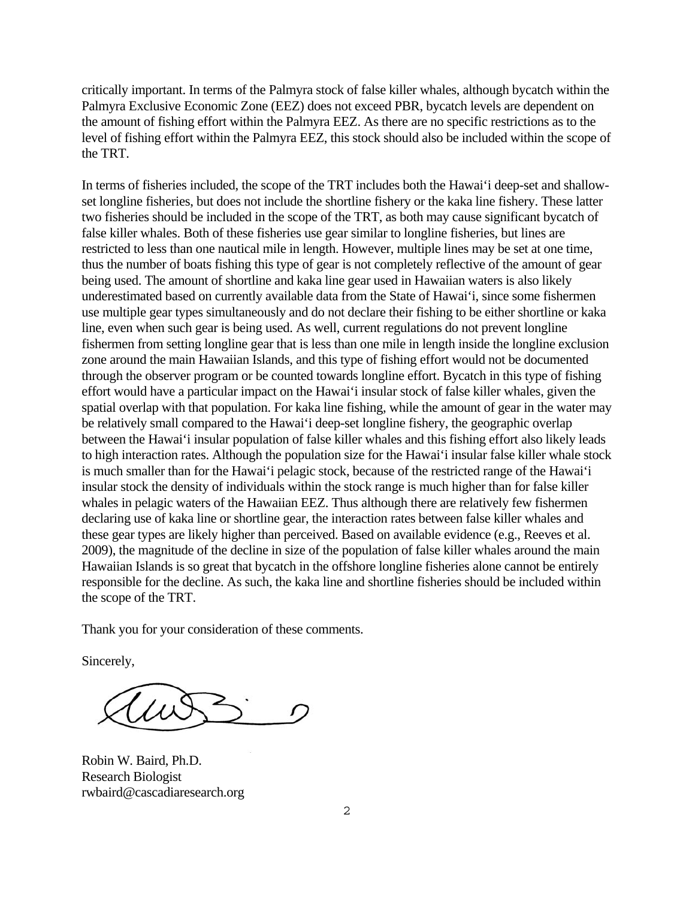critically important. In terms of the Palmyra stock of false killer whales, although bycatch within the Palmyra Exclusive Economic Zone (EEZ) does not exceed PBR, bycatch levels are dependent on the amount of fishing effort within the Palmyra EEZ. As there are no specific restrictions as to the level of fishing effort within the Palmyra EEZ, this stock should also be included within the scope of the TRT.

In terms of fisheries included, the scope of the TRT includes both the Hawai‘i deep-set and shallow-set longline fisheries, but does not include the shortline fishery or the kaka line fishery. These latter two fisheries should be included in the scope of the TRT, as both may cause significant bycatch of false killer whales. Both of these fisheries use gear similar to longline fisheries, but lines are restricted to less than one nautical mile in length. However, multiple lines may be set at one time, thus the number of boats fishing this type of gear is not completely reflective of the amount of gear being used. The amount of shortline and kaka line gear used in Hawaiian waters is also likely underestimated based on currently available data from the State of Hawai‘i, since some fishermen use multiple gear types simultaneously and do not declare their fishing to be either shortline or kaka line, even when such gear is being used. As well, current regulations do not prevent longline fishermen from setting longline gear that is less than one mile in length inside the longline exclusion zone around the main Hawaiian Islands, and this type of fishing effort would not be documented through the observer program or be counted towards longline effort. Bycatch in this type of fishing effort would have a particular impact on the Hawai‘i insular stock of false killer whales, given the spatial overlap with that population. For kaka line fishing, while the amount of gear in the water may be relatively small compared to the Hawai‘i deep-set longline fishery, the geographic overlap between the Hawai‘i insular population of false killer whales and this fishing effort also likely leads to high interaction rates. Although the population size for the Hawai‘i insular false killer whale stock is much smaller than for the Hawai‘i pelagic stock, because of the restricted range of the Hawai‘i insular stock the density of individuals within the stock range is much higher than for false killer whales in pelagic waters of the Hawaiian EEZ. Thus although there are relatively few fishermen declaring use of kaka line or shortline gear, the interaction rates between false killer whales and these gear types are likely higher than perceived. Based on available evidence (e.g., Reeves et al. 2009), the magnitude of the decline in size of the population of false killer whales around the main Hawaiian Islands is so great that bycatch in the offshore longline fisheries alone cannot be entirely responsible for the decline. As such, the kaka line and shortline fisheries should be included within the scope of the TRT.

Thank you for your consideration of these comments.

Sincerely,

Robin W. Baird, Ph.D.
Research Biologist
rwbaird@cascadiaresearch.org